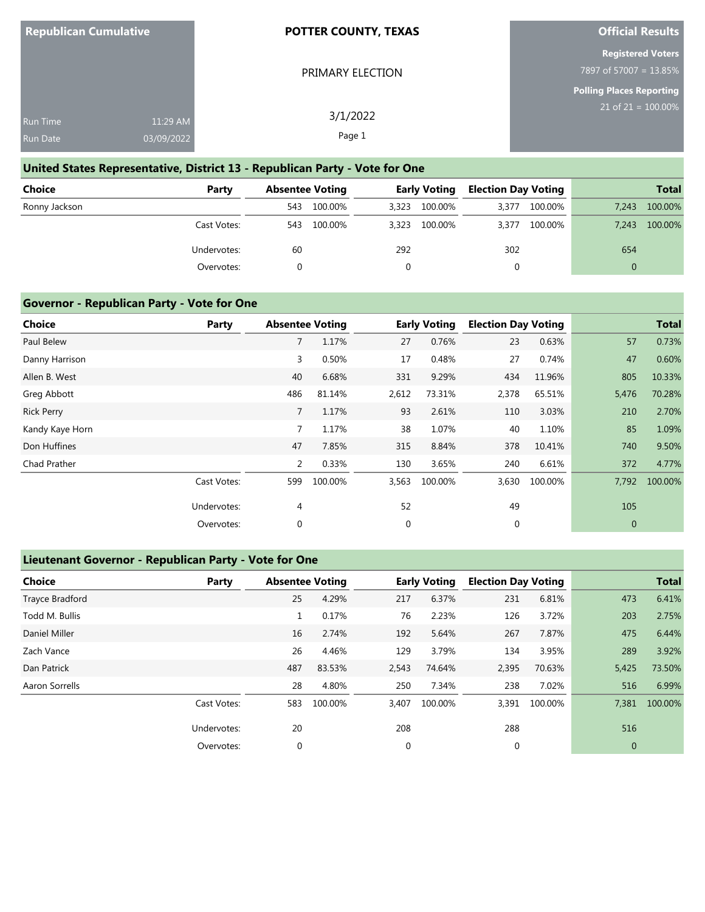**Republican Cumulative**

Run Time 11:29 AM
Run Date 03/09/2022

**POTTER COUNTY, TEXAS**

PRIMARY ELECTION

3/1/2022

**Official Results**

**Registered Voters**
7897 of 57007 = 13.85%

**Polling Places Reporting**
21 of 21 = 100.00%

## United States Representative, District 13 - Republican Party - Vote for One

| Choice | Party | Absentee Voting | | Early Voting | | Election Day Voting | | Total | |
|---|---|---|---|---|---|---|---|---|---|
| Ronny Jackson | | 543 | 100.00% | 3,323 | 100.00% | 3,377 | 100.00% | 7,243 | 100.00% |
| | Cast Votes: | 543 | 100.00% | 3,323 | 100.00% | 3,377 | 100.00% | 7,243 | 100.00% |
| | Undervotes: | 60 | | 292 | | 302 | | 654 | |
| | Overvotes: | 0 | | 0 | | 0 | | 0 | |

## Governor - Republican Party - Vote for One

| Choice | Party | Absentee Voting | | Early Voting | | Election Day Voting | | Total | |
|---|---|---|---|---|---|---|---|---|---|
| Paul Belew | | 7 | 1.17% | 27 | 0.76% | 23 | 0.63% | 57 | 0.73% |
| Danny Harrison | | 3 | 0.50% | 17 | 0.48% | 27 | 0.74% | 47 | 0.60% |
| Allen B. West | | 40 | 6.68% | 331 | 9.29% | 434 | 11.96% | 805 | 10.33% |
| Greg Abbott | | 486 | 81.14% | 2,612 | 73.31% | 2,378 | 65.51% | 5,476 | 70.28% |
| Rick Perry | | 7 | 1.17% | 93 | 2.61% | 110 | 3.03% | 210 | 2.70% |
| Kandy Kaye Horn | | 7 | 1.17% | 38 | 1.07% | 40 | 1.10% | 85 | 1.09% |
| Don Huffines | | 47 | 7.85% | 315 | 8.84% | 378 | 10.41% | 740 | 9.50% |
| Chad Prather | | 2 | 0.33% | 130 | 3.65% | 240 | 6.61% | 372 | 4.77% |
| | Cast Votes: | 599 | 100.00% | 3,563 | 100.00% | 3,630 | 100.00% | 7,792 | 100.00% |
| | Undervotes: | 4 | | 52 | | 49 | | 105 | |
| | Overvotes: | 0 | | 0 | | 0 | | 0 | |

## Lieutenant Governor - Republican Party - Vote for One

| Choice | Party | Absentee Voting | | Early Voting | | Election Day Voting | | Total | |
|---|---|---|---|---|---|---|---|---|---|
| Trayce Bradford | | 25 | 4.29% | 217 | 6.37% | 231 | 6.81% | 473 | 6.41% |
| Todd M. Bullis | | 1 | 0.17% | 76 | 2.23% | 126 | 3.72% | 203 | 2.75% |
| Daniel Miller | | 16 | 2.74% | 192 | 5.64% | 267 | 7.87% | 475 | 6.44% |
| Zach Vance | | 26 | 4.46% | 129 | 3.79% | 134 | 3.95% | 289 | 3.92% |
| Dan Patrick | | 487 | 83.53% | 2,543 | 74.64% | 2,395 | 70.63% | 5,425 | 73.50% |
| Aaron Sorrells | | 28 | 4.80% | 250 | 7.34% | 238 | 7.02% | 516 | 6.99% |
| | Cast Votes: | 583 | 100.00% | 3,407 | 100.00% | 3,391 | 100.00% | 7,381 | 100.00% |
| | Undervotes: | 20 | | 208 | | 288 | | 516 | |
| | Overvotes: | 0 | | 0 | | 0 | | 0 | |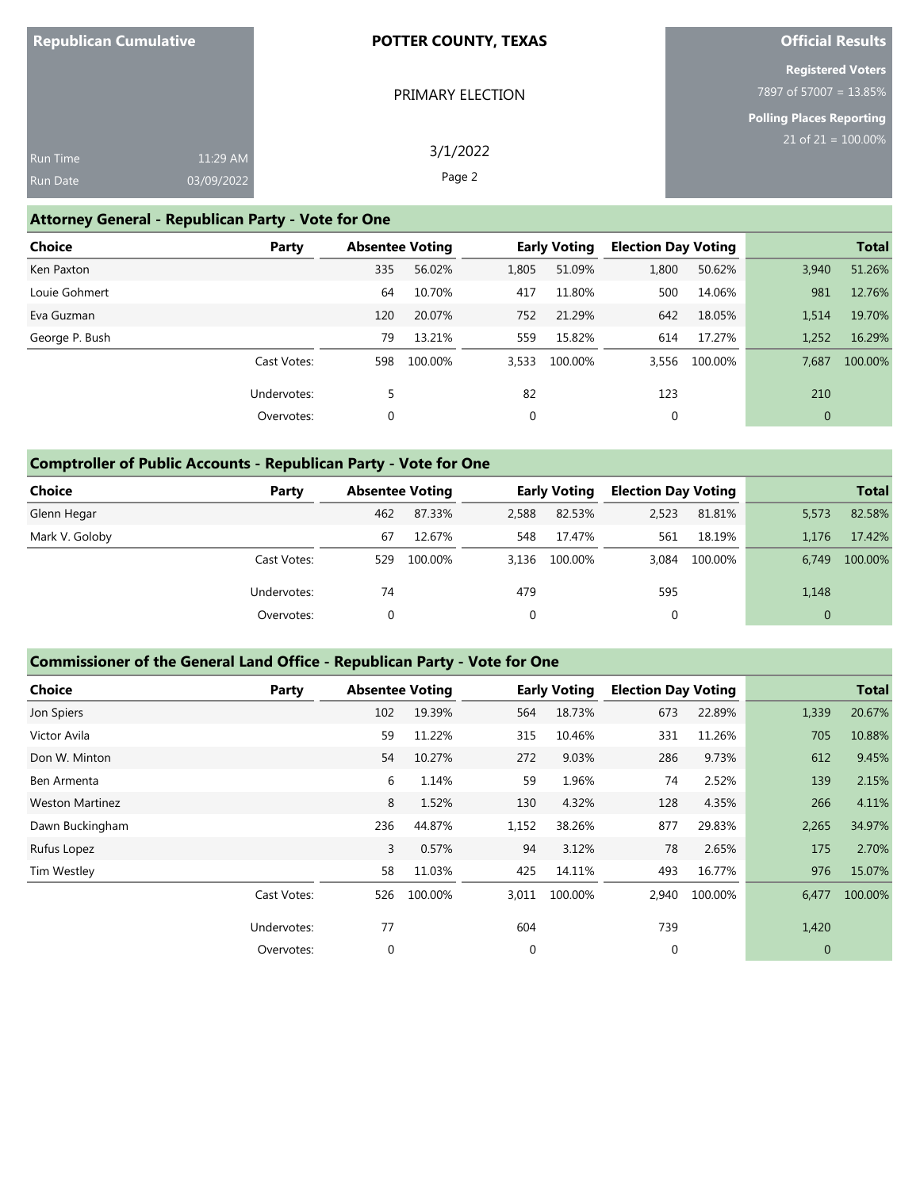**Republican Cumulative**

Run Time 11:29 AM
Run Date 03/09/2022

**POTTER COUNTY, TEXAS**

PRIMARY ELECTION

3/1/2022

**Official Results**

**Registered Voters**
7897 of 57007 = 13.85%

**Polling Places Reporting**
21 of 21 = 100.00%

## Attorney General - Republican Party - Vote for One

| Choice | Party | Absentee Voting | | Early Voting | | Election Day Voting | | Total | |
|---|---|---|---|---|---|---|---|---|---|
| Ken Paxton | | 335 | 56.02% | 1,805 | 51.09% | 1,800 | 50.62% | 3,940 | 51.26% |
| Louie Gohmert | | 64 | 10.70% | 417 | 11.80% | 500 | 14.06% | 981 | 12.76% |
| Eva Guzman | | 120 | 20.07% | 752 | 21.29% | 642 | 18.05% | 1,514 | 19.70% |
| George P. Bush | | 79 | 13.21% | 559 | 15.82% | 614 | 17.27% | 1,252 | 16.29% |
| | Cast Votes: | 598 | 100.00% | 3,533 | 100.00% | 3,556 | 100.00% | 7,687 | 100.00% |
| | Undervotes: | 5 | | 82 | | 123 | | 210 | |
| | Overvotes: | 0 | | 0 | | 0 | | 0 | |

## Comptroller of Public Accounts - Republican Party - Vote for One

| Choice | Party | Absentee Voting | | Early Voting | | Election Day Voting | | Total | |
|---|---|---|---|---|---|---|---|---|---|
| Glenn Hegar | | 462 | 87.33% | 2,588 | 82.53% | 2,523 | 81.81% | 5,573 | 82.58% |
| Mark V. Goloby | | 67 | 12.67% | 548 | 17.47% | 561 | 18.19% | 1,176 | 17.42% |
| | Cast Votes: | 529 | 100.00% | 3,136 | 100.00% | 3,084 | 100.00% | 6,749 | 100.00% |
| | Undervotes: | 74 | | 479 | | 595 | | 1,148 | |
| | Overvotes: | 0 | | 0 | | 0 | | 0 | |

## Commissioner of the General Land Office - Republican Party - Vote for One

| Choice | Party | Absentee Voting | | Early Voting | | Election Day Voting | | Total | |
|---|---|---|---|---|---|---|---|---|---|
| Jon Spiers | | 102 | 19.39% | 564 | 18.73% | 673 | 22.89% | 1,339 | 20.67% |
| Victor Avila | | 59 | 11.22% | 315 | 10.46% | 331 | 11.26% | 705 | 10.88% |
| Don W. Minton | | 54 | 10.27% | 272 | 9.03% | 286 | 9.73% | 612 | 9.45% |
| Ben Armenta | | 6 | 1.14% | 59 | 1.96% | 74 | 2.52% | 139 | 2.15% |
| Weston Martinez | | 8 | 1.52% | 130 | 4.32% | 128 | 4.35% | 266 | 4.11% |
| Dawn Buckingham | | 236 | 44.87% | 1,152 | 38.26% | 877 | 29.83% | 2,265 | 34.97% |
| Rufus Lopez | | 3 | 0.57% | 94 | 3.12% | 78 | 2.65% | 175 | 2.70% |
| Tim Westley | | 58 | 11.03% | 425 | 14.11% | 493 | 16.77% | 976 | 15.07% |
| | Cast Votes: | 526 | 100.00% | 3,011 | 100.00% | 2,940 | 100.00% | 6,477 | 100.00% |
| | Undervotes: | 77 | | 604 | | 739 | | 1,420 | |
| | Overvotes: | 0 | | 0 | | 0 | | 0 | |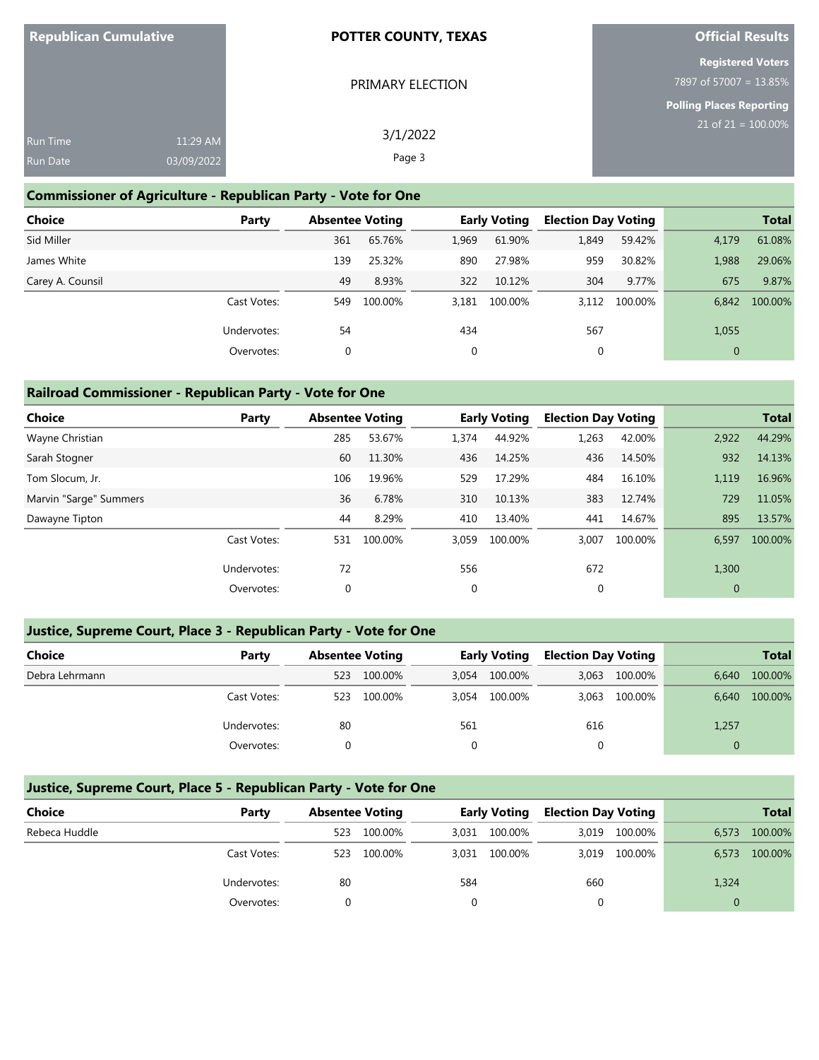**Republican Cumulative**

Run Time 11:29 AM
Run Date 03/09/2022

**POTTER COUNTY, TEXAS**

PRIMARY ELECTION

3/1/2022

**Official Results**

**Registered Voters**
7897 of 57007 = 13.85%

**Polling Places Reporting**
21 of 21 = 100.00%

## Commissioner of Agriculture - Republican Party - Vote for One

| Choice | Party | Absentee Voting | | Early Voting | | Election Day Voting | | Total | |
|---|---|---|---|---|---|---|---|---|---|
| Sid Miller | | 361 | 65.76% | 1,969 | 61.90% | 1,849 | 59.42% | 4,179 | 61.08% |
| James White | | 139 | 25.32% | 890 | 27.98% | 959 | 30.82% | 1,988 | 29.06% |
| Carey A. Counsil | | 49 | 8.93% | 322 | 10.12% | 304 | 9.77% | 675 | 9.87% |
| | Cast Votes: | 549 | 100.00% | 3,181 | 100.00% | 3,112 | 100.00% | 6,842 | 100.00% |
| | Undervotes: | 54 | | 434 | | 567 | | 1,055 | |
| | Overvotes: | 0 | | 0 | | 0 | | 0 | |

## Railroad Commissioner - Republican Party - Vote for One

| Choice | Party | Absentee Voting | | Early Voting | | Election Day Voting | | Total | |
|---|---|---|---|---|---|---|---|---|---|
| Wayne Christian | | 285 | 53.67% | 1,374 | 44.92% | 1,263 | 42.00% | 2,922 | 44.29% |
| Sarah Stogner | | 60 | 11.30% | 436 | 14.25% | 436 | 14.50% | 932 | 14.13% |
| Tom Slocum, Jr. | | 106 | 19.96% | 529 | 17.29% | 484 | 16.10% | 1,119 | 16.96% |
| Marvin "Sarge" Summers | | 36 | 6.78% | 310 | 10.13% | 383 | 12.74% | 729 | 11.05% |
| Dawayne Tipton | | 44 | 8.29% | 410 | 13.40% | 441 | 14.67% | 895 | 13.57% |
| | Cast Votes: | 531 | 100.00% | 3,059 | 100.00% | 3,007 | 100.00% | 6,597 | 100.00% |
| | Undervotes: | 72 | | 556 | | 672 | | 1,300 | |
| | Overvotes: | 0 | | 0 | | 0 | | 0 | |

## Justice, Supreme Court, Place 3 - Republican Party - Vote for One

| Choice | Party | Absentee Voting | | Early Voting | | Election Day Voting | | Total | |
|---|---|---|---|---|---|---|---|---|---|
| Debra Lehrmann | | 523 | 100.00% | 3,054 | 100.00% | 3,063 | 100.00% | 6,640 | 100.00% |
| | Cast Votes: | 523 | 100.00% | 3,054 | 100.00% | 3,063 | 100.00% | 6,640 | 100.00% |
| | Undervotes: | 80 | | 561 | | 616 | | 1,257 | |
| | Overvotes: | 0 | | 0 | | 0 | | 0 | |

## Justice, Supreme Court, Place 5 - Republican Party - Vote for One

| Choice | Party | Absentee Voting | | Early Voting | | Election Day Voting | | Total | |
|---|---|---|---|---|---|---|---|---|---|
| Rebeca Huddle | | 523 | 100.00% | 3,031 | 100.00% | 3,019 | 100.00% | 6,573 | 100.00% |
| | Cast Votes: | 523 | 100.00% | 3,031 | 100.00% | 3,019 | 100.00% | 6,573 | 100.00% |
| | Undervotes: | 80 | | 584 | | 660 | | 1,324 | |
| | Overvotes: | 0 | | 0 | | 0 | | 0 | |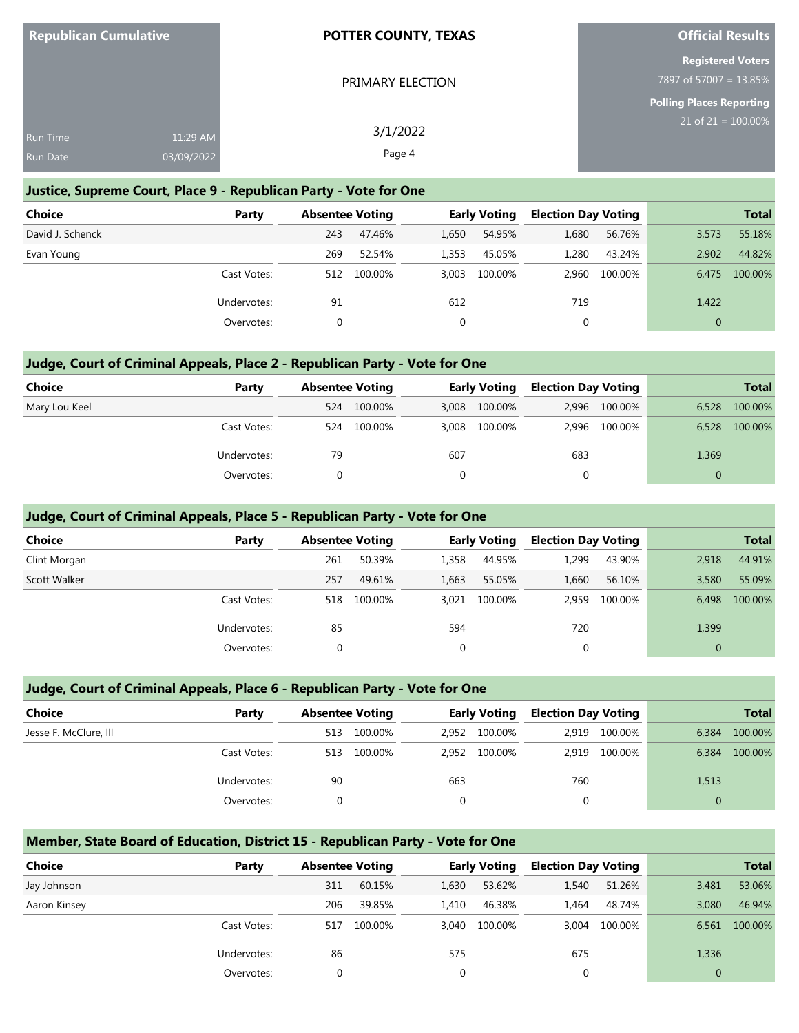**Republican Cumulative**

Run Time 11:29 AM
Run Date 03/09/2022

**POTTER COUNTY, TEXAS**

PRIMARY ELECTION

3/1/2022

**Official Results**

**Registered Voters**
7897 of 57007 = 13.85%

**Polling Places Reporting**
21 of 21 = 100.00%

## Justice, Supreme Court, Place 9 - Republican Party - Vote for One

| Choice | Party | Absentee Voting | | Early Voting | | Election Day Voting | | Total | |
|---|---|---|---|---|---|---|---|---|---|
| David J. Schenck | | 243 | 47.46% | 1,650 | 54.95% | 1,680 | 56.76% | 3,573 | 55.18% |
| Evan Young | | 269 | 52.54% | 1,353 | 45.05% | 1,280 | 43.24% | 2,902 | 44.82% |
| | Cast Votes: | 512 | 100.00% | 3,003 | 100.00% | 2,960 | 100.00% | 6,475 | 100.00% |
| | Undervotes: | 91 | | 612 | | 719 | | 1,422 | |
| | Overvotes: | 0 | | 0 | | 0 | | 0 | |

## Judge, Court of Criminal Appeals, Place 2 - Republican Party - Vote for One

| Choice | Party | Absentee Voting | | Early Voting | | Election Day Voting | | Total | |
|---|---|---|---|---|---|---|---|---|---|
| Mary Lou Keel | | 524 | 100.00% | 3,008 | 100.00% | 2,996 | 100.00% | 6,528 | 100.00% |
| | Cast Votes: | 524 | 100.00% | 3,008 | 100.00% | 2,996 | 100.00% | 6,528 | 100.00% |
| | Undervotes: | 79 | | 607 | | 683 | | 1,369 | |
| | Overvotes: | 0 | | 0 | | 0 | | 0 | |

## Judge, Court of Criminal Appeals, Place 5 - Republican Party - Vote for One

| Choice | Party | Absentee Voting | | Early Voting | | Election Day Voting | | Total | |
|---|---|---|---|---|---|---|---|---|---|
| Clint Morgan | | 261 | 50.39% | 1,358 | 44.95% | 1,299 | 43.90% | 2,918 | 44.91% |
| Scott Walker | | 257 | 49.61% | 1,663 | 55.05% | 1,660 | 56.10% | 3,580 | 55.09% |
| | Cast Votes: | 518 | 100.00% | 3,021 | 100.00% | 2,959 | 100.00% | 6,498 | 100.00% |
| | Undervotes: | 85 | | 594 | | 720 | | 1,399 | |
| | Overvotes: | 0 | | 0 | | 0 | | 0 | |

## Judge, Court of Criminal Appeals, Place 6 - Republican Party - Vote for One

| Choice | Party | Absentee Voting | | Early Voting | | Election Day Voting | | Total | |
|---|---|---|---|---|---|---|---|---|---|
| Jesse F. McClure, III | | 513 | 100.00% | 2,952 | 100.00% | 2,919 | 100.00% | 6,384 | 100.00% |
| | Cast Votes: | 513 | 100.00% | 2,952 | 100.00% | 2,919 | 100.00% | 6,384 | 100.00% |
| | Undervotes: | 90 | | 663 | | 760 | | 1,513 | |
| | Overvotes: | 0 | | 0 | | 0 | | 0 | |

## Member, State Board of Education, District 15 - Republican Party - Vote for One

| Choice | Party | Absentee Voting | | Early Voting | | Election Day Voting | | Total | |
|---|---|---|---|---|---|---|---|---|---|
| Jay Johnson | | 311 | 60.15% | 1,630 | 53.62% | 1,540 | 51.26% | 3,481 | 53.06% |
| Aaron Kinsey | | 206 | 39.85% | 1,410 | 46.38% | 1,464 | 48.74% | 3,080 | 46.94% |
| | Cast Votes: | 517 | 100.00% | 3,040 | 100.00% | 3,004 | 100.00% | 6,561 | 100.00% |
| | Undervotes: | 86 | | 575 | | 675 | | 1,336 | |
| | Overvotes: | 0 | | 0 | | 0 | | 0 | |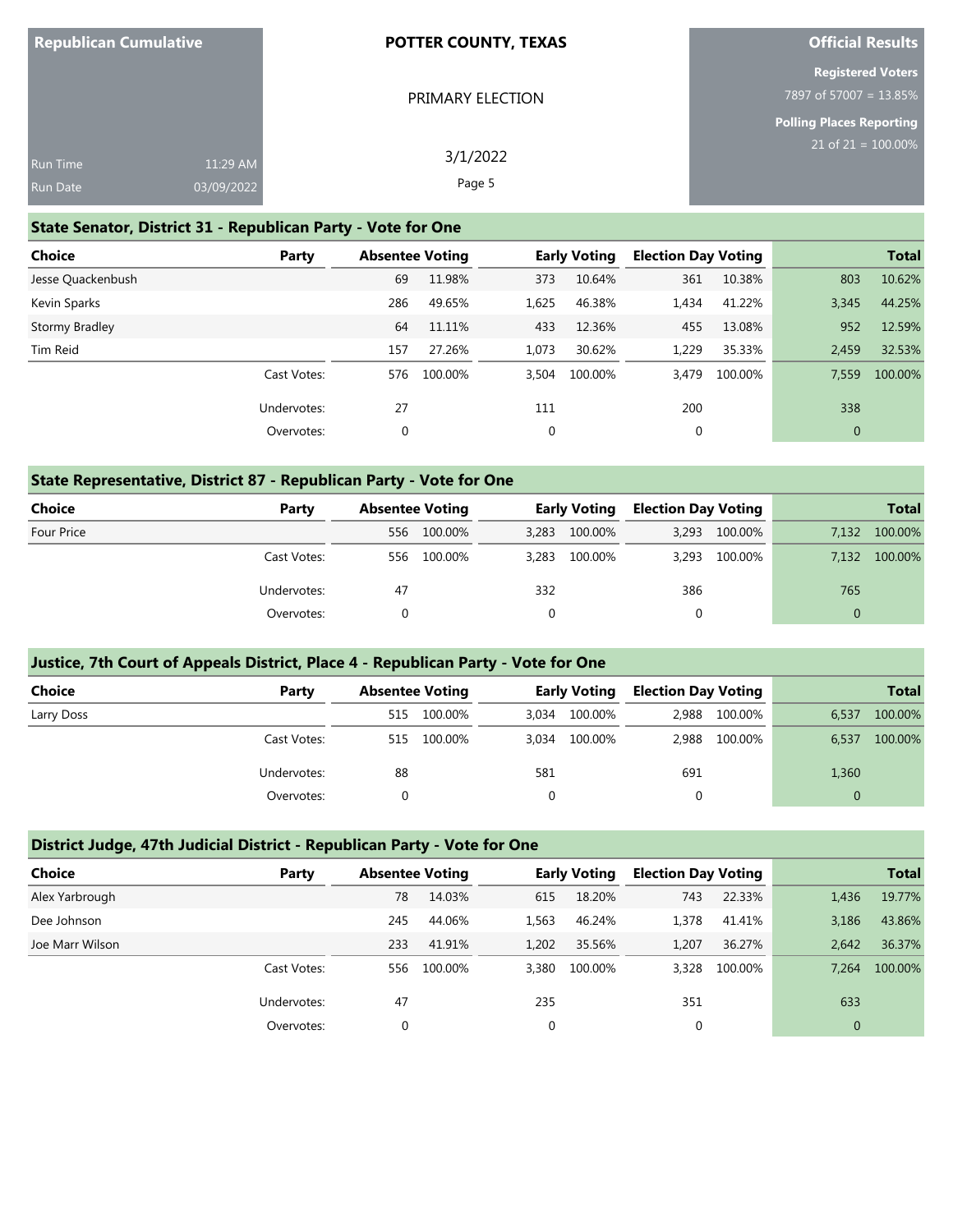Republican Cumulative

POTTER COUNTY, TEXAS

PRIMARY ELECTION

3/1/2022

Official Results

Registered Voters
7897 of 57007 = 13.85%

Polling Places Reporting
21 of 21 = 100.00%

Run Time 11:29 AM
Run Date 03/09/2022

## State Senator, District 31 - Republican Party - Vote for One

| Choice | Party | Absentee Voting | | Early Voting | | Election Day Voting | | Total | |
|---|---|---|---|---|---|---|---|---|---|
| Jesse Quackenbush | | 69 | 11.98% | 373 | 10.64% | 361 | 10.38% | 803 | 10.62% |
| Kevin Sparks | | 286 | 49.65% | 1,625 | 46.38% | 1,434 | 41.22% | 3,345 | 44.25% |
| Stormy Bradley | | 64 | 11.11% | 433 | 12.36% | 455 | 13.08% | 952 | 12.59% |
| Tim Reid | | 157 | 27.26% | 1,073 | 30.62% | 1,229 | 35.33% | 2,459 | 32.53% |
| | Cast Votes: | 576 | 100.00% | 3,504 | 100.00% | 3,479 | 100.00% | 7,559 | 100.00% |
| | Undervotes: | 27 | | 111 | | 200 | | 338 | |
| | Overvotes: | 0 | | 0 | | 0 | | 0 | |

## State Representative, District 87 - Republican Party - Vote for One

| Choice | Party | Absentee Voting | | Early Voting | | Election Day Voting | | Total | |
|---|---|---|---|---|---|---|---|---|---|
| Four Price | | 556 | 100.00% | 3,283 | 100.00% | 3,293 | 100.00% | 7,132 | 100.00% |
| | Cast Votes: | 556 | 100.00% | 3,283 | 100.00% | 3,293 | 100.00% | 7,132 | 100.00% |
| | Undervotes: | 47 | | 332 | | 386 | | 765 | |
| | Overvotes: | 0 | | 0 | | 0 | | 0 | |

## Justice, 7th Court of Appeals District, Place 4 - Republican Party - Vote for One

| Choice | Party | Absentee Voting | | Early Voting | | Election Day Voting | | Total | |
|---|---|---|---|---|---|---|---|---|---|
| Larry Doss | | 515 | 100.00% | 3,034 | 100.00% | 2,988 | 100.00% | 6,537 | 100.00% |
| | Cast Votes: | 515 | 100.00% | 3,034 | 100.00% | 2,988 | 100.00% | 6,537 | 100.00% |
| | Undervotes: | 88 | | 581 | | 691 | | 1,360 | |
| | Overvotes: | 0 | | 0 | | 0 | | 0 | |

## District Judge, 47th Judicial District - Republican Party - Vote for One

| Choice | Party | Absentee Voting | | Early Voting | | Election Day Voting | | Total | |
|---|---|---|---|---|---|---|---|---|---|
| Alex Yarbrough | | 78 | 14.03% | 615 | 18.20% | 743 | 22.33% | 1,436 | 19.77% |
| Dee Johnson | | 245 | 44.06% | 1,563 | 46.24% | 1,378 | 41.41% | 3,186 | 43.86% |
| Joe Marr Wilson | | 233 | 41.91% | 1,202 | 35.56% | 1,207 | 36.27% | 2,642 | 36.37% |
| | Cast Votes: | 556 | 100.00% | 3,380 | 100.00% | 3,328 | 100.00% | 7,264 | 100.00% |
| | Undervotes: | 47 | | 235 | | 351 | | 633 | |
| | Overvotes: | 0 | | 0 | | 0 | | 0 | |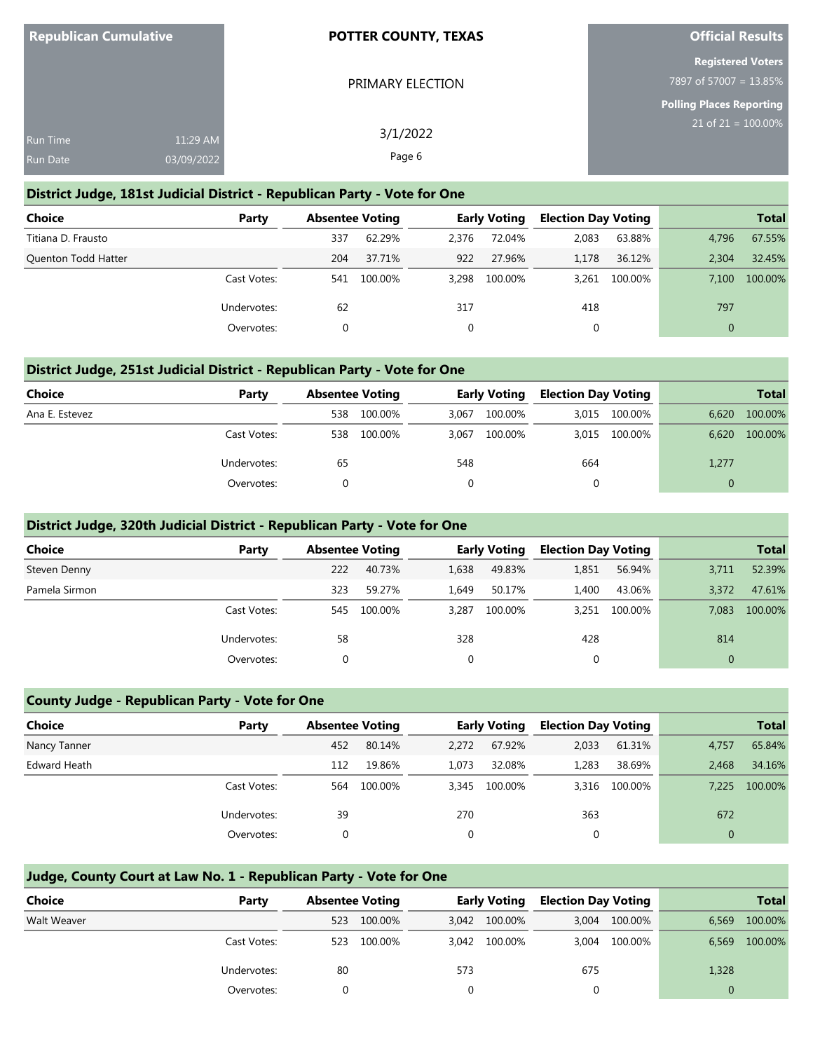**Republican Cumulative**

Run Time 11:29 AM
Run Date 03/09/2022

**POTTER COUNTY, TEXAS**

PRIMARY ELECTION

3/1/2022

**Official Results**

**Registered Voters**
7897 of 57007 = 13.85%

**Polling Places Reporting**
21 of 21 = 100.00%

## District Judge, 181st Judicial District - Republican Party - Vote for One

| Choice | Party | Absentee Voting | | Early Voting | | Election Day Voting | | Total | |
|---|---|---|---|---|---|---|---|---|---|
| Titiana D. Frausto | | 337 | 62.29% | 2,376 | 72.04% | 2,083 | 63.88% | 4,796 | 67.55% |
| Quenton Todd Hatter | | 204 | 37.71% | 922 | 27.96% | 1,178 | 36.12% | 2,304 | 32.45% |
| | Cast Votes: | 541 | 100.00% | 3,298 | 100.00% | 3,261 | 100.00% | 7,100 | 100.00% |
| | Undervotes: | 62 | | 317 | | 418 | | 797 | |
| | Overvotes: | 0 | | 0 | | 0 | | 0 | |

## District Judge, 251st Judicial District - Republican Party - Vote for One

| Choice | Party | Absentee Voting | | Early Voting | | Election Day Voting | | Total | |
|---|---|---|---|---|---|---|---|---|---|
| Ana E. Estevez | | 538 | 100.00% | 3,067 | 100.00% | 3,015 | 100.00% | 6,620 | 100.00% |
| | Cast Votes: | 538 | 100.00% | 3,067 | 100.00% | 3,015 | 100.00% | 6,620 | 100.00% |
| | Undervotes: | 65 | | 548 | | 664 | | 1,277 | |
| | Overvotes: | 0 | | 0 | | 0 | | 0 | |

## District Judge, 320th Judicial District - Republican Party - Vote for One

| Choice | Party | Absentee Voting | | Early Voting | | Election Day Voting | | Total | |
|---|---|---|---|---|---|---|---|---|---|
| Steven Denny | | 222 | 40.73% | 1,638 | 49.83% | 1,851 | 56.94% | 3,711 | 52.39% |
| Pamela Sirmon | | 323 | 59.27% | 1,649 | 50.17% | 1,400 | 43.06% | 3,372 | 47.61% |
| | Cast Votes: | 545 | 100.00% | 3,287 | 100.00% | 3,251 | 100.00% | 7,083 | 100.00% |
| | Undervotes: | 58 | | 328 | | 428 | | 814 | |
| | Overvotes: | 0 | | 0 | | 0 | | 0 | |

## County Judge - Republican Party - Vote for One

| Choice | Party | Absentee Voting | | Early Voting | | Election Day Voting | | Total | |
|---|---|---|---|---|---|---|---|---|---|
| Nancy Tanner | | 452 | 80.14% | 2,272 | 67.92% | 2,033 | 61.31% | 4,757 | 65.84% |
| Edward Heath | | 112 | 19.86% | 1,073 | 32.08% | 1,283 | 38.69% | 2,468 | 34.16% |
| | Cast Votes: | 564 | 100.00% | 3,345 | 100.00% | 3,316 | 100.00% | 7,225 | 100.00% |
| | Undervotes: | 39 | | 270 | | 363 | | 672 | |
| | Overvotes: | 0 | | 0 | | 0 | | 0 | |

## Judge, County Court at Law No. 1 - Republican Party - Vote for One

| Choice | Party | Absentee Voting | | Early Voting | | Election Day Voting | | Total | |
|---|---|---|---|---|---|---|---|---|---|
| Walt Weaver | | 523 | 100.00% | 3,042 | 100.00% | 3,004 | 100.00% | 6,569 | 100.00% |
| | Cast Votes: | 523 | 100.00% | 3,042 | 100.00% | 3,004 | 100.00% | 6,569 | 100.00% |
| | Undervotes: | 80 | | 573 | | 675 | | 1,328 | |
| | Overvotes: | 0 | | 0 | | 0 | | 0 | |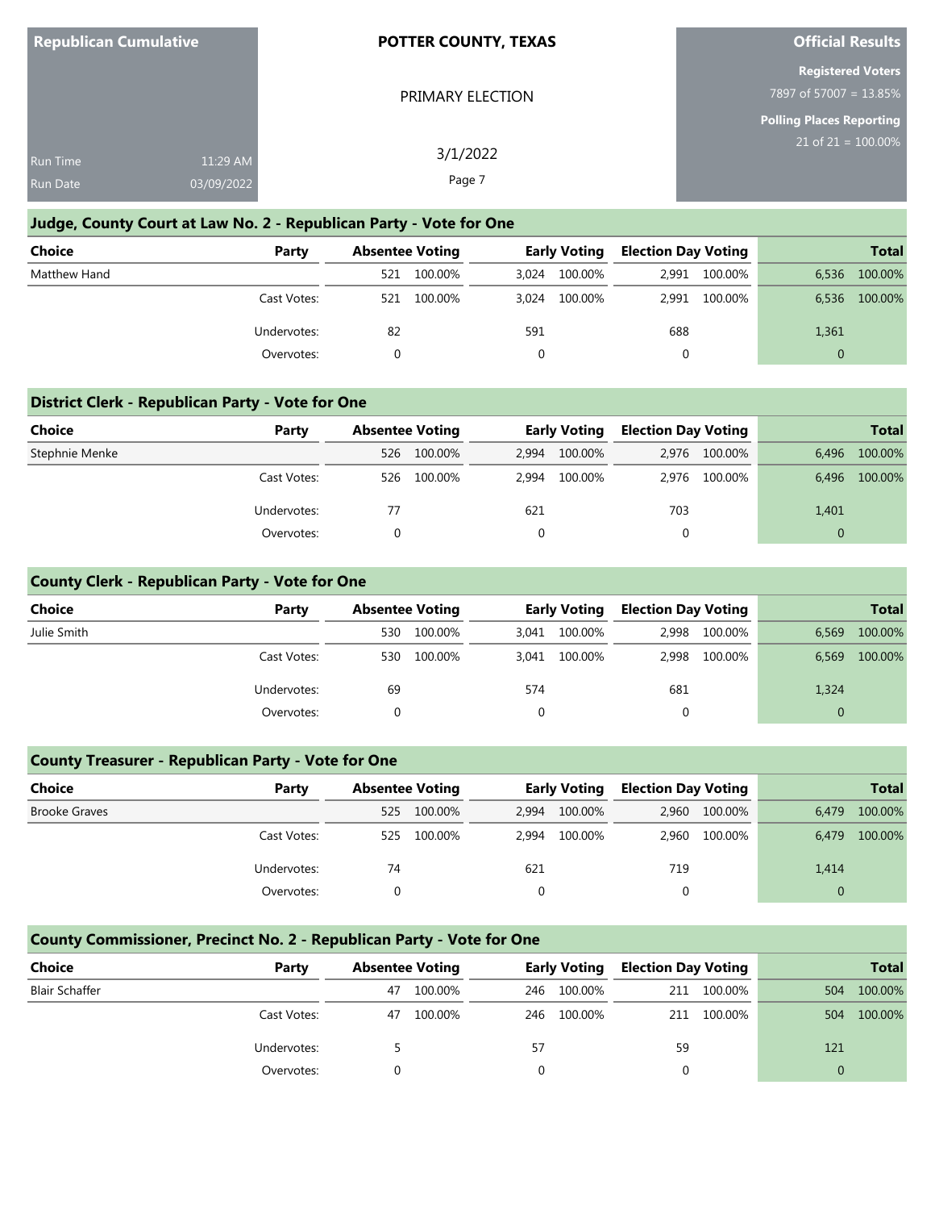**Republican Cumulative**

Run Time 11:29 AM
Run Date 03/09/2022

**POTTER COUNTY, TEXAS**

PRIMARY ELECTION

3/1/2022

**Official Results**

**Registered Voters**
7897 of 57007 = 13.85%

**Polling Places Reporting**
21 of 21 = 100.00%

## Judge, County Court at Law No. 2 - Republican Party - Vote for One

| Choice | Party | Absentee Voting | | Early Voting | | Election Day Voting | | Total | |
|---|---|---|---|---|---|---|---|---|---|
| Matthew Hand | | 521 | 100.00% | 3,024 | 100.00% | 2,991 | 100.00% | 6,536 | 100.00% |
| | Cast Votes: | 521 | 100.00% | 3,024 | 100.00% | 2,991 | 100.00% | 6,536 | 100.00% |
| | Undervotes: | 82 | | 591 | | 688 | | 1,361 | |
| | Overvotes: | 0 | | 0 | | 0 | | 0 | |

## District Clerk - Republican Party - Vote for One

| Choice | Party | Absentee Voting | | Early Voting | | Election Day Voting | | Total | |
|---|---|---|---|---|---|---|---|---|---|
| Stephnie Menke | | 526 | 100.00% | 2,994 | 100.00% | 2,976 | 100.00% | 6,496 | 100.00% |
| | Cast Votes: | 526 | 100.00% | 2,994 | 100.00% | 2,976 | 100.00% | 6,496 | 100.00% |
| | Undervotes: | 77 | | 621 | | 703 | | 1,401 | |
| | Overvotes: | 0 | | 0 | | 0 | | 0 | |

## County Clerk - Republican Party - Vote for One

| Choice | Party | Absentee Voting | | Early Voting | | Election Day Voting | | Total | |
|---|---|---|---|---|---|---|---|---|---|
| Julie Smith | | 530 | 100.00% | 3,041 | 100.00% | 2,998 | 100.00% | 6,569 | 100.00% |
| | Cast Votes: | 530 | 100.00% | 3,041 | 100.00% | 2,998 | 100.00% | 6,569 | 100.00% |
| | Undervotes: | 69 | | 574 | | 681 | | 1,324 | |
| | Overvotes: | 0 | | 0 | | 0 | | 0 | |

## County Treasurer - Republican Party - Vote for One

| Choice | Party | Absentee Voting | | Early Voting | | Election Day Voting | | Total | |
|---|---|---|---|---|---|---|---|---|---|
| Brooke Graves | | 525 | 100.00% | 2,994 | 100.00% | 2,960 | 100.00% | 6,479 | 100.00% |
| | Cast Votes: | 525 | 100.00% | 2,994 | 100.00% | 2,960 | 100.00% | 6,479 | 100.00% |
| | Undervotes: | 74 | | 621 | | 719 | | 1,414 | |
| | Overvotes: | 0 | | 0 | | 0 | | 0 | |

## County Commissioner, Precinct No. 2 - Republican Party - Vote for One

| Choice | Party | Absentee Voting | | Early Voting | | Election Day Voting | | Total | |
|---|---|---|---|---|---|---|---|---|---|
| Blair Schaffer | | 47 | 100.00% | 246 | 100.00% | 211 | 100.00% | 504 | 100.00% |
| | Cast Votes: | 47 | 100.00% | 246 | 100.00% | 211 | 100.00% | 504 | 100.00% |
| | Undervotes: | 5 | | 57 | | 59 | | 121 | |
| | Overvotes: | 0 | | 0 | | 0 | | 0 | |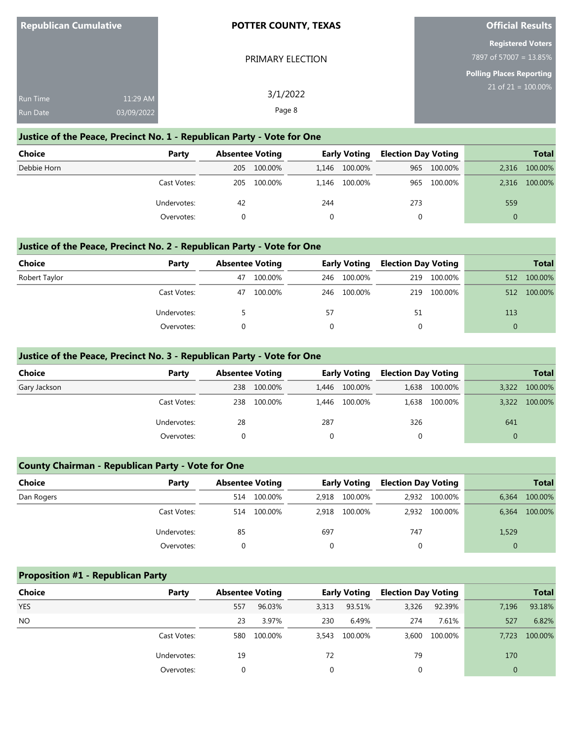**Republican Cumulative**

Run Time 11:29 AM
Run Date 03/09/2022

**POTTER COUNTY, TEXAS**

PRIMARY ELECTION

3/1/2022

**Official Results**

**Registered Voters**
7897 of 57007 = 13.85%

**Polling Places Reporting**
21 of 21 = 100.00%

## Justice of the Peace, Precinct No. 1 - Republican Party - Vote for One

| Choice | Party | Absentee Voting | | Early Voting | | Election Day Voting | | Total | |
|---|---|---|---|---|---|---|---|---|---|
| Debbie Horn | | 205 | 100.00% | 1,146 | 100.00% | 965 | 100.00% | 2,316 | 100.00% |
| | Cast Votes: | 205 | 100.00% | 1,146 | 100.00% | 965 | 100.00% | 2,316 | 100.00% |
| | Undervotes: | 42 | | 244 | | 273 | | 559 | |
| | Overvotes: | 0 | | 0 | | 0 | | 0 | |

## Justice of the Peace, Precinct No. 2 - Republican Party - Vote for One

| Choice | Party | Absentee Voting | | Early Voting | | Election Day Voting | | Total | |
|---|---|---|---|---|---|---|---|---|---|
| Robert Taylor | | 47 | 100.00% | 246 | 100.00% | 219 | 100.00% | 512 | 100.00% |
| | Cast Votes: | 47 | 100.00% | 246 | 100.00% | 219 | 100.00% | 512 | 100.00% |
| | Undervotes: | 5 | | 57 | | 51 | | 113 | |
| | Overvotes: | 0 | | 0 | | 0 | | 0 | |

## Justice of the Peace, Precinct No. 3 - Republican Party - Vote for One

| Choice | Party | Absentee Voting | | Early Voting | | Election Day Voting | | Total | |
|---|---|---|---|---|---|---|---|---|---|
| Gary Jackson | | 238 | 100.00% | 1,446 | 100.00% | 1,638 | 100.00% | 3,322 | 100.00% |
| | Cast Votes: | 238 | 100.00% | 1,446 | 100.00% | 1,638 | 100.00% | 3,322 | 100.00% |
| | Undervotes: | 28 | | 287 | | 326 | | 641 | |
| | Overvotes: | 0 | | 0 | | 0 | | 0 | |

## County Chairman - Republican Party - Vote for One

| Choice | Party | Absentee Voting | | Early Voting | | Election Day Voting | | Total | |
|---|---|---|---|---|---|---|---|---|---|
| Dan Rogers | | 514 | 100.00% | 2,918 | 100.00% | 2,932 | 100.00% | 6,364 | 100.00% |
| | Cast Votes: | 514 | 100.00% | 2,918 | 100.00% | 2,932 | 100.00% | 6,364 | 100.00% |
| | Undervotes: | 85 | | 697 | | 747 | | 1,529 | |
| | Overvotes: | 0 | | 0 | | 0 | | 0 | |

## Proposition #1 - Republican Party

| Choice | Party | Absentee Voting | | Early Voting | | Election Day Voting | | Total | |
|---|---|---|---|---|---|---|---|---|---|
| YES | | 557 | 96.03% | 3,313 | 93.51% | 3,326 | 92.39% | 7,196 | 93.18% |
| NO | | 23 | 3.97% | 230 | 6.49% | 274 | 7.61% | 527 | 6.82% |
| | Cast Votes: | 580 | 100.00% | 3,543 | 100.00% | 3,600 | 100.00% | 7,723 | 100.00% |
| | Undervotes: | 19 | | 72 | | 79 | | 170 | |
| | Overvotes: | 0 | | 0 | | 0 | | 0 | |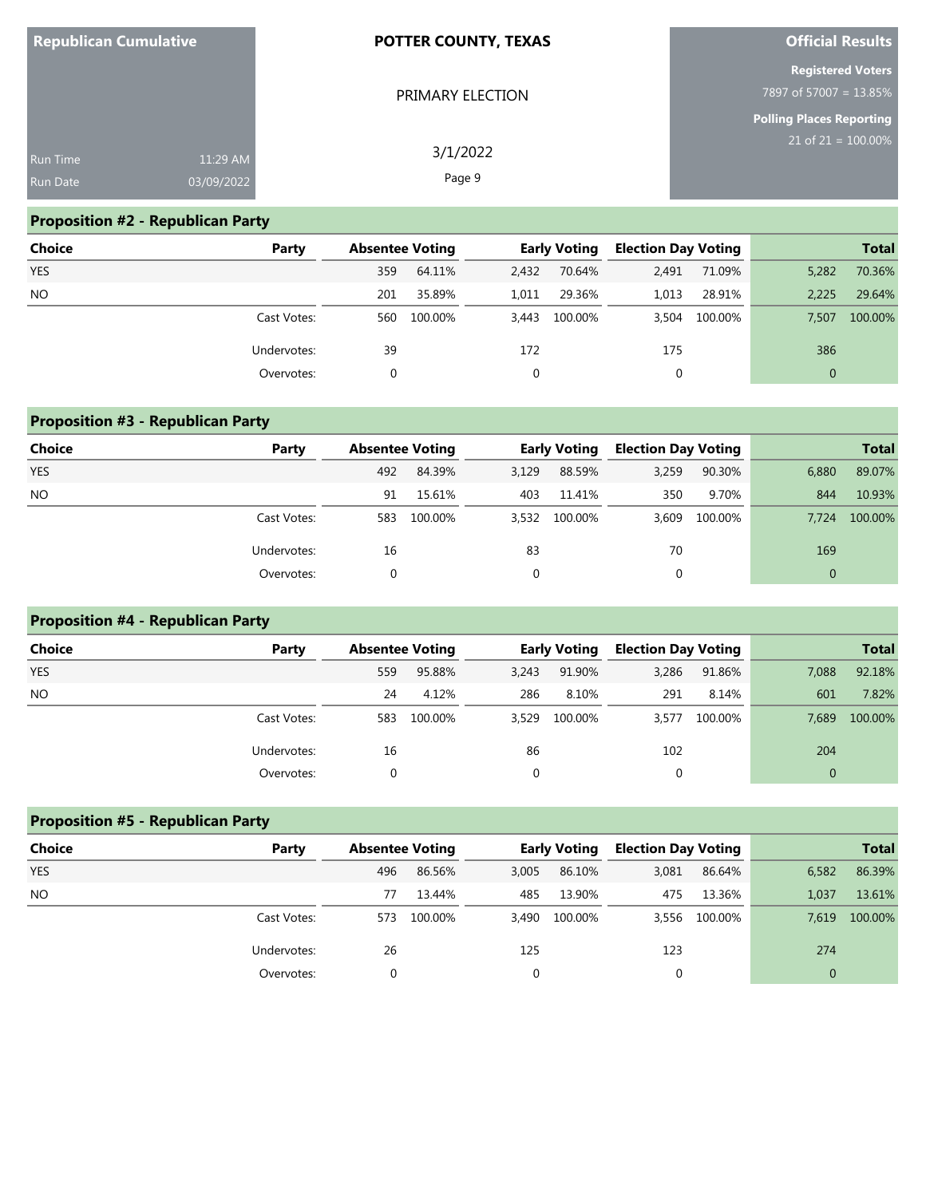**Republican Cumulative**

Run Time 11:29 AM
Run Date 03/09/2022

**POTTER COUNTY, TEXAS**

PRIMARY ELECTION

3/1/2022

**Official Results**

**Registered Voters**
7897 of 57007 = 13.85%

**Polling Places Reporting**
21 of 21 = 100.00%

## Proposition #2 - Republican Party

| Choice | Party | Absentee Voting | | Early Voting | | Election Day Voting | | Total | |
|---|---|---|---|---|---|---|---|---|---|
| YES | | 359 | 64.11% | 2,432 | 70.64% | 2,491 | 71.09% | 5,282 | 70.36% |
| NO | | 201 | 35.89% | 1,011 | 29.36% | 1,013 | 28.91% | 2,225 | 29.64% |
| | Cast Votes: | 560 | 100.00% | 3,443 | 100.00% | 3,504 | 100.00% | 7,507 | 100.00% |
| | Undervotes: | 39 | | 172 | | 175 | | 386 | |
| | Overvotes: | 0 | | 0 | | 0 | | 0 | |

## Proposition #3 - Republican Party

| Choice | Party | Absentee Voting | | Early Voting | | Election Day Voting | | Total | |
|---|---|---|---|---|---|---|---|---|---|
| YES | | 492 | 84.39% | 3,129 | 88.59% | 3,259 | 90.30% | 6,880 | 89.07% |
| NO | | 91 | 15.61% | 403 | 11.41% | 350 | 9.70% | 844 | 10.93% |
| | Cast Votes: | 583 | 100.00% | 3,532 | 100.00% | 3,609 | 100.00% | 7,724 | 100.00% |
| | Undervotes: | 16 | | 83 | | 70 | | 169 | |
| | Overvotes: | 0 | | 0 | | 0 | | 0 | |

## Proposition #4 - Republican Party

| Choice | Party | Absentee Voting | | Early Voting | | Election Day Voting | | Total | |
|---|---|---|---|---|---|---|---|---|---|
| YES | | 559 | 95.88% | 3,243 | 91.90% | 3,286 | 91.86% | 7,088 | 92.18% |
| NO | | 24 | 4.12% | 286 | 8.10% | 291 | 8.14% | 601 | 7.82% |
| | Cast Votes: | 583 | 100.00% | 3,529 | 100.00% | 3,577 | 100.00% | 7,689 | 100.00% |
| | Undervotes: | 16 | | 86 | | 102 | | 204 | |
| | Overvotes: | 0 | | 0 | | 0 | | 0 | |

## Proposition #5 - Republican Party

| Choice | Party | Absentee Voting | | Early Voting | | Election Day Voting | | Total | |
|---|---|---|---|---|---|---|---|---|---|
| YES | | 496 | 86.56% | 3,005 | 86.10% | 3,081 | 86.64% | 6,582 | 86.39% |
| NO | | 77 | 13.44% | 485 | 13.90% | 475 | 13.36% | 1,037 | 13.61% |
| | Cast Votes: | 573 | 100.00% | 3,490 | 100.00% | 3,556 | 100.00% | 7,619 | 100.00% |
| | Undervotes: | 26 | | 125 | | 123 | | 274 | |
| | Overvotes: | 0 | | 0 | | 0 | | 0 | |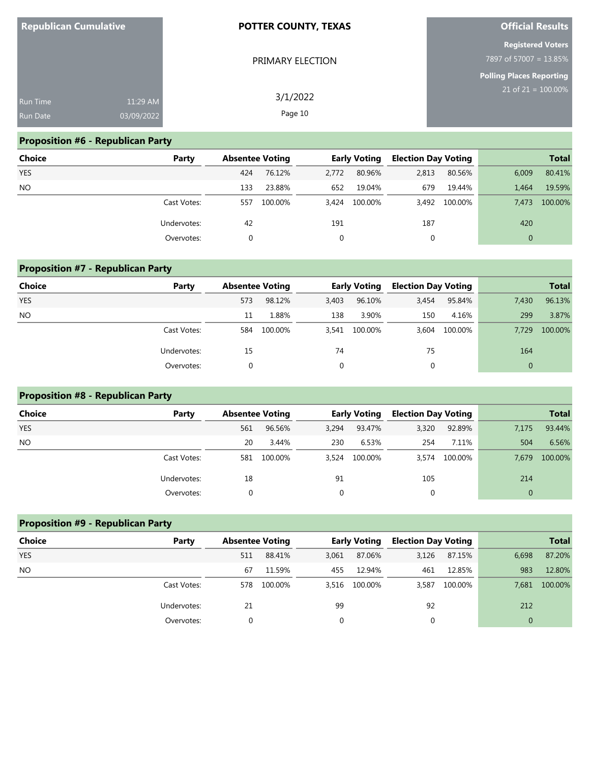**Republican Cumulative**

Run Time 11:29 AM
Run Date 03/09/2022

**POTTER COUNTY, TEXAS**

PRIMARY ELECTION

3/1/2022

**Official Results**

**Registered Voters**
7897 of 57007 = 13.85%

**Polling Places Reporting**
21 of 21 = 100.00%

## Proposition #6 - Republican Party

| Choice | Party | Absentee Voting | | Early Voting | | Election Day Voting | | Total | |
|---|---|---|---|---|---|---|---|---|---|
| YES | | 424 | 76.12% | 2,772 | 80.96% | 2,813 | 80.56% | 6,009 | 80.41% |
| NO | | 133 | 23.88% | 652 | 19.04% | 679 | 19.44% | 1,464 | 19.59% |
| | Cast Votes: | 557 | 100.00% | 3,424 | 100.00% | 3,492 | 100.00% | 7,473 | 100.00% |
| | Undervotes: | 42 | | 191 | | 187 | | 420 | |
| | Overvotes: | 0 | | 0 | | 0 | | 0 | |

## Proposition #7 - Republican Party

| Choice | Party | Absentee Voting | | Early Voting | | Election Day Voting | | Total | |
|---|---|---|---|---|---|---|---|---|---|
| YES | | 573 | 98.12% | 3,403 | 96.10% | 3,454 | 95.84% | 7,430 | 96.13% |
| NO | | 11 | 1.88% | 138 | 3.90% | 150 | 4.16% | 299 | 3.87% |
| | Cast Votes: | 584 | 100.00% | 3,541 | 100.00% | 3,604 | 100.00% | 7,729 | 100.00% |
| | Undervotes: | 15 | | 74 | | 75 | | 164 | |
| | Overvotes: | 0 | | 0 | | 0 | | 0 | |

## Proposition #8 - Republican Party

| Choice | Party | Absentee Voting | | Early Voting | | Election Day Voting | | Total | |
|---|---|---|---|---|---|---|---|---|---|
| YES | | 561 | 96.56% | 3,294 | 93.47% | 3,320 | 92.89% | 7,175 | 93.44% |
| NO | | 20 | 3.44% | 230 | 6.53% | 254 | 7.11% | 504 | 6.56% |
| | Cast Votes: | 581 | 100.00% | 3,524 | 100.00% | 3,574 | 100.00% | 7,679 | 100.00% |
| | Undervotes: | 18 | | 91 | | 105 | | 214 | |
| | Overvotes: | 0 | | 0 | | 0 | | 0 | |

## Proposition #9 - Republican Party

| Choice | Party | Absentee Voting | | Early Voting | | Election Day Voting | | Total | |
|---|---|---|---|---|---|---|---|---|---|
| YES | | 511 | 88.41% | 3,061 | 87.06% | 3,126 | 87.15% | 6,698 | 87.20% |
| NO | | 67 | 11.59% | 455 | 12.94% | 461 | 12.85% | 983 | 12.80% |
| | Cast Votes: | 578 | 100.00% | 3,516 | 100.00% | 3,587 | 100.00% | 7,681 | 100.00% |
| | Undervotes: | 21 | | 99 | | 92 | | 212 | |
| | Overvotes: | 0 | | 0 | | 0 | | 0 | |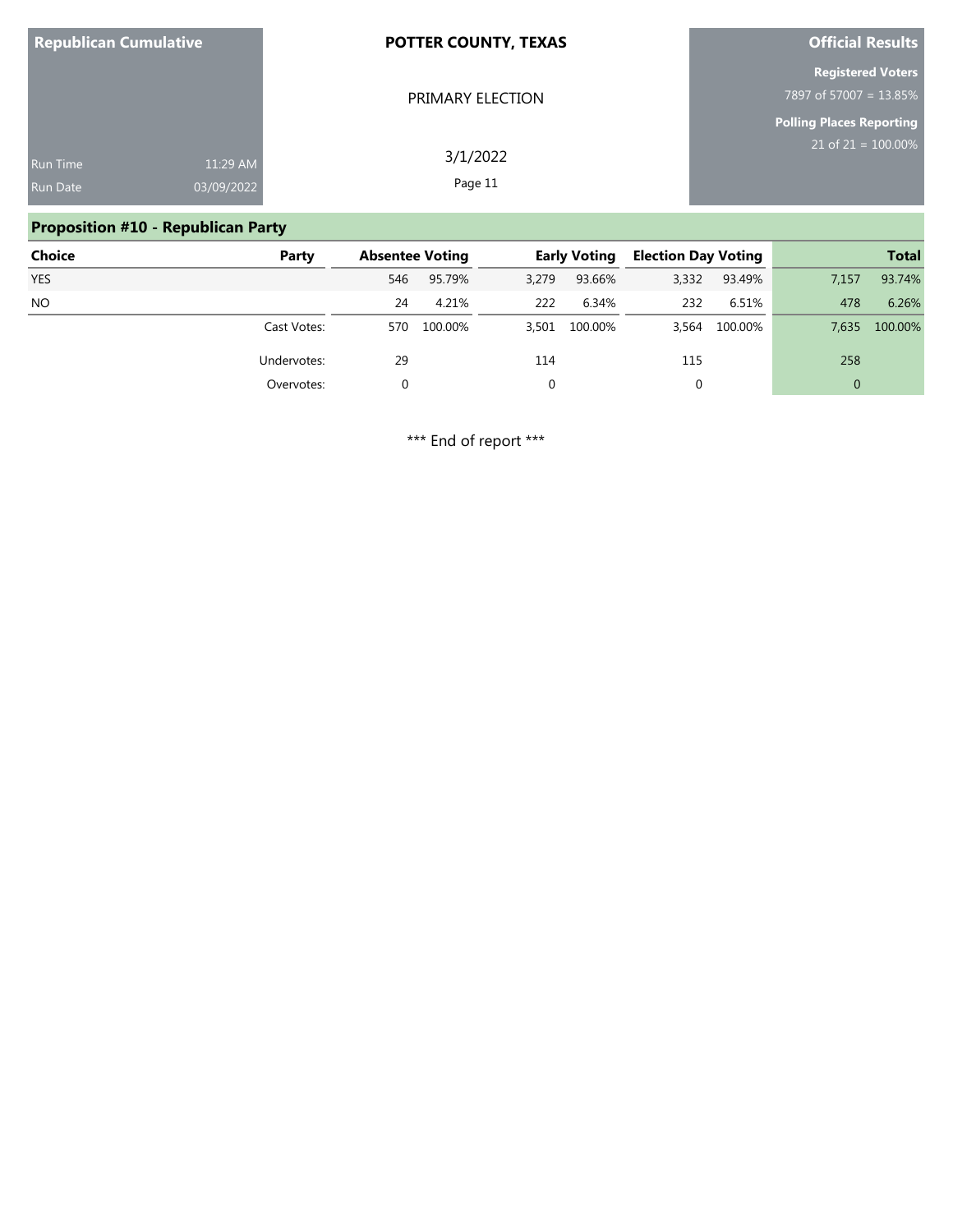| Republican Cumulative | | POTTER COUNTY, TEXAS | Official Results |
|---|---|---|---|
| | | PRIMARY ELECTION | Registered Voters 7897 of 57007 = 13.85% |
| Run Time | 11:29 AM | 3/1/2022 | Polling Places Reporting 21 of 21 = 100.00% |
| Run Date | 03/09/2022 | | |

## Proposition #10 - Republican Party

| Choice | Party | Absentee Voting | | Early Voting | | Election Day Voting | | Total | |
|---|---|---|---|---|---|---|---|---|---|
| YES | | 546 | 95.79% | 3,279 | 93.66% | 3,332 | 93.49% | 7,157 | 93.74% |
| NO | | 24 | 4.21% | 222 | 6.34% | 232 | 6.51% | 478 | 6.26% |
| | Cast Votes: | 570 | 100.00% | 3,501 | 100.00% | 3,564 | 100.00% | 7,635 | 100.00% |
| | Undervotes: | 29 | | 114 | | 115 | | 258 | |
| | Overvotes: | 0 | | 0 | | 0 | | 0 | |

*** End of report ***